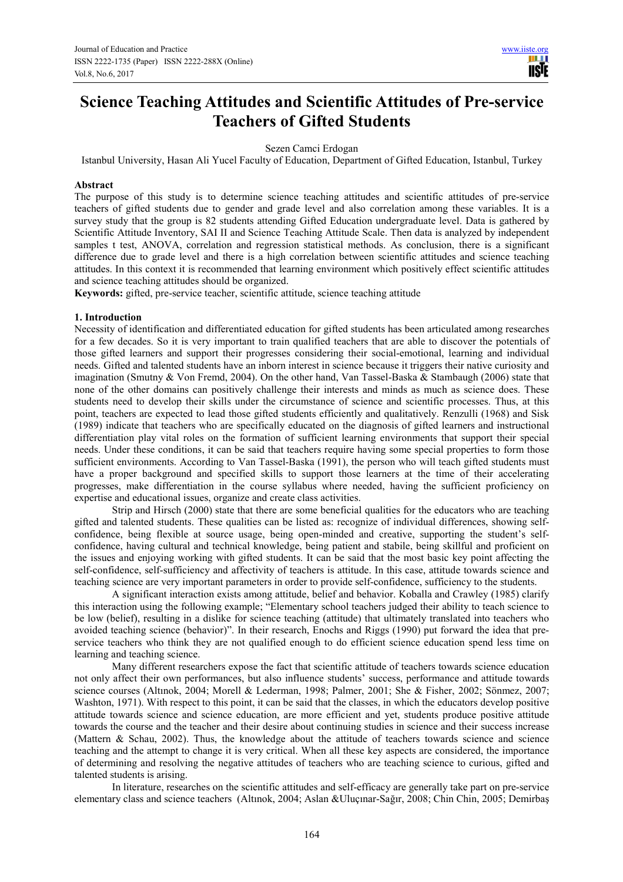# Science Teaching Attitudes and Scientific Attitudes of Pre-service Teachers of Gifted Students

Sezen Camci Erdogan

Istanbul University, Hasan Ali Yucel Faculty of Education, Department of Gifted Education, Istanbul, Turkey

## Abstract

The purpose of this study is to determine science teaching attitudes and scientific attitudes of pre-service teachers of gifted students due to gender and grade level and also correlation among these variables. It is a survey study that the group is 82 students attending Gifted Education undergraduate level. Data is gathered by Scientific Attitude Inventory, SAI II and Science Teaching Attitude Scale. Then data is analyzed by independent samples t test, ANOVA, correlation and regression statistical methods. As conclusion, there is a significant difference due to grade level and there is a high correlation between scientific attitudes and science teaching attitudes. In this context it is recommended that learning environment which positively effect scientific attitudes and science teaching attitudes should be organized.

**Keywords:** gifted, pre-service teacher, scientific attitude, science teaching attitude

## 1. Introduction

Necessity of identification and differentiated education for gifted students has been articulated among researches for a few decades. So it is very important to train qualified teachers that are able to discover the potentials of those gifted learners and support their progresses considering their social-emotional, learning and individual needs. Gifted and talented students have an inborn interest in science because it triggers their native curiosity and imagination (Smutny & Von Fremd, 2004). On the other hand, Van Tassel-Baska & Stambaugh (2006) state that none of the other domains can positively challenge their interests and minds as much as science does. These students need to develop their skills under the circumstance of science and scientific processes. Thus, at this point, teachers are expected to lead those gifted students efficiently and qualitatively. Renzulli (1968) and Sisk (1989) indicate that teachers who are specifically educated on the diagnosis of gifted learners and instructional differentiation play vital roles on the formation of sufficient learning environments that support their special needs. Under these conditions, it can be said that teachers require having some special properties to form those sufficient environments. According to Van Tassel-Baska (1991), the person who will teach gifted students must have a proper background and specified skills to support those learners at the time of their accelerating progresses, make differentiation in the course syllabus where needed, having the sufficient proficiency on expertise and educational issues, organize and create class activities.

Strip and Hirsch (2000) state that there are some beneficial qualities for the educators who are teaching gifted and talented students. These qualities can be listed as: recognize of individual differences, showing self-confidence, being flexible at source usage, being open-minded and creative, supporting the student's self-confidence, having cultural and technical knowledge, being patient and stabile, being skillful and proficient on the issues and enjoying working with gifted students. It can be said that the most basic key point affecting the self-confidence, self-sufficiency and affectivity of teachers is attitude. In this case, attitude towards science and teaching science are very important parameters in order to provide self-confidence, sufficiency to the students.

A significant interaction exists among attitude, belief and behavior. Koballa and Crawley (1985) clarify this interaction using the following example; "Elementary school teachers judged their ability to teach science to be low (belief), resulting in a dislike for science teaching (attitude) that ultimately translated into teachers who avoided teaching science (behavior)". In their research, Enochs and Riggs (1990) put forward the idea that pre-service teachers who think they are not qualified enough to do efficient science education spend less time on learning and teaching science.

Many different researchers expose the fact that scientific attitude of teachers towards science education not only affect their own performances, but also influence students' success, performance and attitude towards science courses (Altınok, 2004; Morell & Lederman, 1998; Palmer, 2001; She & Fisher, 2002; Sönmez, 2007; Washton, 1971). With respect to this point, it can be said that the classes, in which the educators develop positive attitude towards science and science education, are more efficient and yet, students produce positive attitude towards the course and the teacher and their desire about continuing studies in science and their success increase (Mattern & Schau, 2002). Thus, the knowledge about the attitude of teachers towards science and science teaching and the attempt to change it is very critical. When all these key aspects are considered, the importance of determining and resolving the negative attitudes of teachers who are teaching science to curious, gifted and talented students is arising.

In literature, researches on the scientific attitudes and self-efficacy are generally take part on pre-service elementary class and science teachers (Altınok, 2004; Aslan &Uluçınar-Sağır, 2008; Chin Chin, 2005; Demirbaş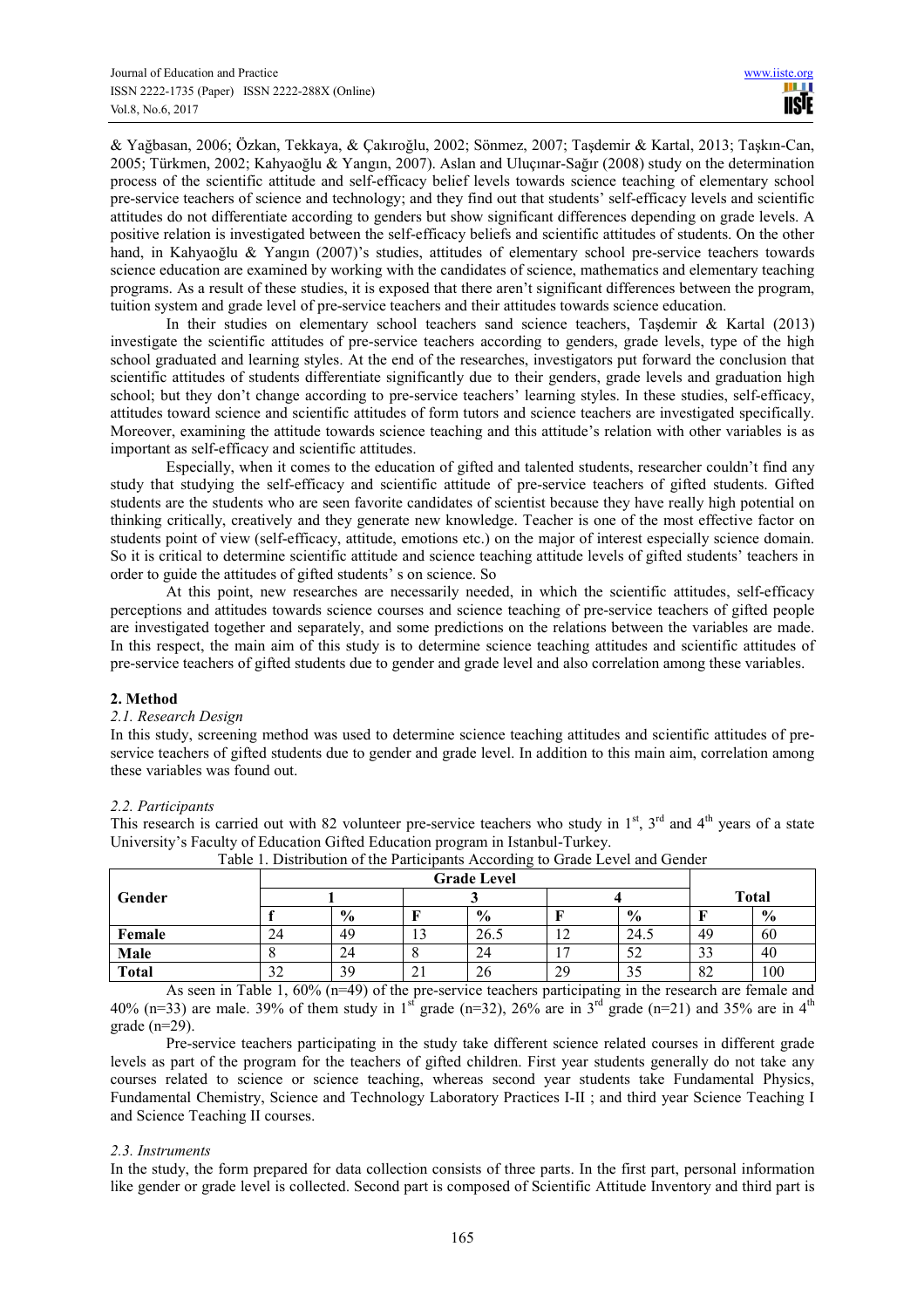& Yağbasan, 2006; Özkan, Tekkaya, & Çakıroğlu, 2002; Sönmez, 2007; Taşdemir & Kartal, 2013; Taşkın-Can, 2005; Türkmen, 2002; Kahyaoğlu & Yangın, 2007). Aslan and Uluçınar-Sağır (2008) study on the determination process of the scientific attitude and self-efficacy belief levels towards science teaching of elementary school pre-service teachers of science and technology; and they find out that students' self-efficacy levels and scientific attitudes do not differentiate according to genders but show significant differences depending on grade levels. A positive relation is investigated between the self-efficacy beliefs and scientific attitudes of students. On the other hand, in Kahyaoğlu & Yangın (2007)'s studies, attitudes of elementary school pre-service teachers towards science education are examined by working with the candidates of science, mathematics and elementary teaching programs. As a result of these studies, it is exposed that there aren't significant differences between the program, tuition system and grade level of pre-service teachers and their attitudes towards science education.

In their studies on elementary school teachers sand science teachers, Taşdemir & Kartal (2013) investigate the scientific attitudes of pre-service teachers according to genders, grade levels, type of the high school graduated and learning styles. At the end of the researches, investigators put forward the conclusion that scientific attitudes of students differentiate significantly due to their genders, grade levels and graduation high school; but they don't change according to pre-service teachers' learning styles. In these studies, self-efficacy, attitudes toward science and scientific attitudes of form tutors and science teachers are investigated specifically. Moreover, examining the attitude towards science teaching and this attitude's relation with other variables is as important as self-efficacy and scientific attitudes.

Especially, when it comes to the education of gifted and talented students, researcher couldn't find any study that studying the self-efficacy and scientific attitude of pre-service teachers of gifted students. Gifted students are the students who are seen favorite candidates of scientist because they have really high potential on thinking critically, creatively and they generate new knowledge. Teacher is one of the most effective factor on students point of view (self-efficacy, attitude, emotions etc.) on the major of interest especially science domain. So it is critical to determine scientific attitude and science teaching attitude levels of gifted students' teachers in order to guide the attitudes of gifted students' s on science. So

At this point, new researches are necessarily needed, in which the scientific attitudes, self-efficacy perceptions and attitudes towards science courses and science teaching of pre-service teachers of gifted people are investigated together and separately, and some predictions on the relations between the variables are made. In this respect, the main aim of this study is to determine science teaching attitudes and scientific attitudes of pre-service teachers of gifted students due to gender and grade level and also correlation among these variables.

## 2. Method

### *2.1. Research Design*

In this study, screening method was used to determine science teaching attitudes and scientific attitudes of pre-service teachers of gifted students due to gender and grade level. In addition to this main aim, correlation among these variables was found out.

### *2.2. Participants*

This research is carried out with 82 volunteer pre-service teachers who study in 1st, 3rd and 4th years of a state University's Faculty of Education Gifted Education program in Istanbul-Turkey.

Table 1. Distribution of the Participants According to Grade Level and Gender

| Gender | Grade Level | | | | | | Total | |
|---|---|---|---|---|---|---|---|---|
| | 1 | | 3 | | 4 | | | |
| | f | % | F | % | F | % | F | % |
| **Female** | 24 | 49 | 13 | 26.5 | 12 | 24.5 | 49 | 60 |
| **Male** | 8 | 24 | 8 | 24 | 17 | 52 | 33 | 40 |
| **Total** | 32 | 39 | 21 | 26 | 29 | 35 | 82 | 100 |

As seen in Table 1, 60% (n=49) of the pre-service teachers participating in the research are female and 40% (n=33) are male. 39% of them study in 1st grade (n=32), 26% are in 3rd grade (n=21) and 35% are in 4th grade (n=29).

Pre-service teachers participating in the study take different science related courses in different grade levels as part of the program for the teachers of gifted children. First year students generally do not take any courses related to science or science teaching, whereas second year students take Fundamental Physics, Fundamental Chemistry, Science and Technology Laboratory Practices I-II ; and third year Science Teaching I and Science Teaching II courses.

### *2.3. Instruments*

In the study, the form prepared for data collection consists of three parts. In the first part, personal information like gender or grade level is collected. Second part is composed of Scientific Attitude Inventory and third part is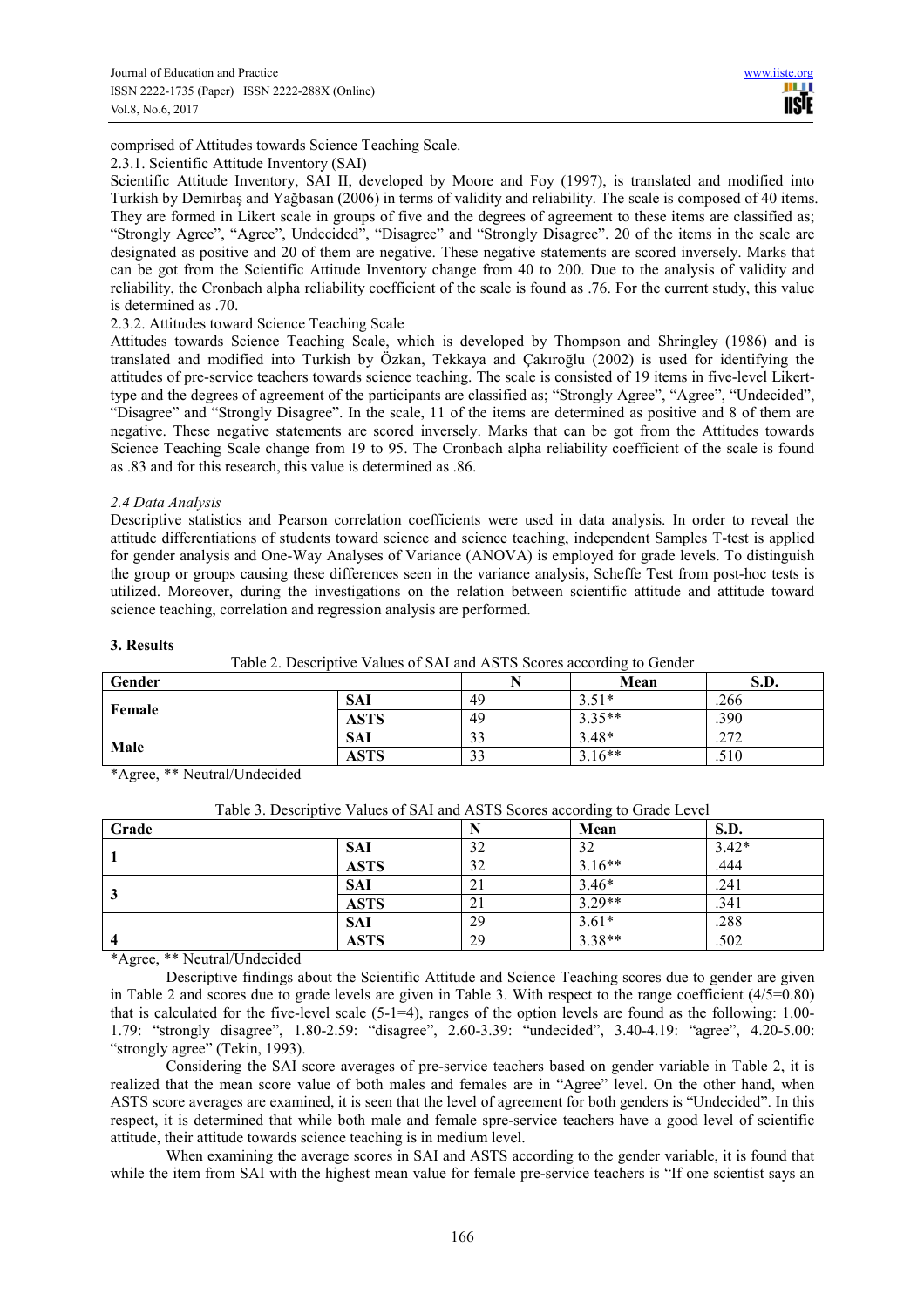comprised of Attitudes towards Science Teaching Scale.

2.3.1. Scientific Attitude Inventory (SAI)

Scientific Attitude Inventory, SAI II, developed by Moore and Foy (1997), is translated and modified into Turkish by Demirbaş and Yağbasan (2006) in terms of validity and reliability. The scale is composed of 40 items. They are formed in Likert scale in groups of five and the degrees of agreement to these items are classified as; "Strongly Agree", "Agree", Undecided", "Disagree" and "Strongly Disagree". 20 of the items in the scale are designated as positive and 20 of them are negative. These negative statements are scored inversely. Marks that can be got from the Scientific Attitude Inventory change from 40 to 200. Due to the analysis of validity and reliability, the Cronbach alpha reliability coefficient of the scale is found as .76. For the current study, this value is determined as .70.

2.3.2. Attitudes toward Science Teaching Scale

Attitudes towards Science Teaching Scale, which is developed by Thompson and Shringley (1986) and is translated and modified into Turkish by Özkan, Tekkaya and Çakıroğlu (2002) is used for identifying the attitudes of pre-service teachers towards science teaching. The scale is consisted of 19 items in five-level Likert-type and the degrees of agreement of the participants are classified as; "Strongly Agree", "Agree", "Undecided", "Disagree" and "Strongly Disagree". In the scale, 11 of the items are determined as positive and 8 of them are negative. These negative statements are scored inversely. Marks that can be got from the Attitudes towards Science Teaching Scale change from 19 to 95. The Cronbach alpha reliability coefficient of the scale is found as .83 and for this research, this value is determined as .86.

*2.4 Data Analysis*

Descriptive statistics and Pearson correlation coefficients were used in data analysis. In order to reveal the attitude differentiations of students toward science and science teaching, independent Samples T-test is applied for gender analysis and One-Way Analyses of Variance (ANOVA) is employed for grade levels. To distinguish the group or groups causing these differences seen in the variance analysis, Scheffe Test from post-hoc tests is utilized. Moreover, during the investigations on the relation between scientific attitude and attitude toward science teaching, correlation and regression analysis are performed.

## 3. Results

Table 2. Descriptive Values of SAI and ASTS Scores according to Gender

| Gender | | N | Mean | S.D. |
|---|---|---|---|---|
| **Female** | **SAI** | 49 | 3.51* | .266 |
| | **ASTS** | 49 | 3.35** | .390 |
| **Male** | **SAI** | 33 | 3.48* | .272 |
| | **ASTS** | 33 | 3.16** | .510 |

*Agree, ** Neutral/Undecided

Table 3. Descriptive Values of SAI and ASTS Scores according to Grade Level

| Grade | | N | Mean | S.D. |
|---|---|---|---|---|
| **1** | **SAI** | 32 | 32 | 3.42* |
| | **ASTS** | 32 | 3.16** | .444 |
| **3** | **SAI** | 21 | 3.46* | .241 |
| | **ASTS** | 21 | 3.29** | .341 |
| **4** | **SAI** | 29 | 3.61* | .288 |
| | **ASTS** | 29 | 3.38** | .502 |

*Agree, ** Neutral/Undecided

Descriptive findings about the Scientific Attitude and Science Teaching scores due to gender are given in Table 2 and scores due to grade levels are given in Table 3. With respect to the range coefficient (4/5=0.80) that is calculated for the five-level scale (5-1=4), ranges of the option levels are found as the following: 1.00-1.79: "strongly disagree", 1.80-2.59: "disagree", 2.60-3.39: "undecided", 3.40-4.19: "agree", 4.20-5.00: "strongly agree" (Tekin, 1993).

Considering the SAI score averages of pre-service teachers based on gender variable in Table 2, it is realized that the mean score value of both males and females are in "Agree" level. On the other hand, when ASTS score averages are examined, it is seen that the level of agreement for both genders is "Undecided". In this respect, it is determined that while both male and female spre-service teachers have a good level of scientific attitude, their attitude towards science teaching is in medium level.

When examining the average scores in SAI and ASTS according to the gender variable, it is found that while the item from SAI with the highest mean value for female pre-service teachers is "If one scientist says an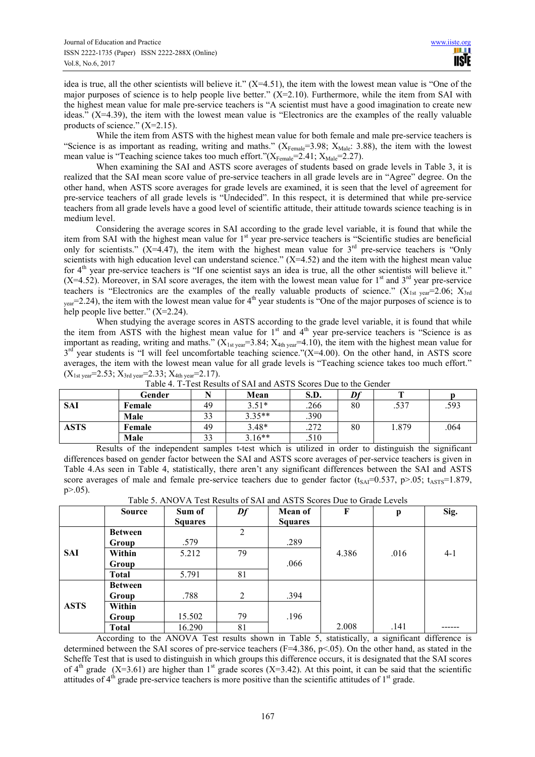idea is true, all the other scientists will believe it." (X=4.51), the item with the lowest mean value is "One of the major purposes of science is to help people live better." (X=2.10). Furthermore, while the item from SAI with the highest mean value for male pre-service teachers is "A scientist must have a good imagination to create new ideas." (X=4.39), the item with the lowest mean value is "Electronics are the examples of the really valuable products of science." (X=2.15).

While the item from ASTS with the highest mean value for both female and male pre-service teachers is "Science is as important as reading, writing and maths." ($X_{Female}$=3.98; $X_{Male}$: 3.88), the item with the lowest mean value is "Teaching science takes too much effort."($X_{Female}$=2.41; $X_{Male}$=2.27).

When examining the SAI and ASTS score averages of students based on grade levels in Table 3, it is realized that the SAI mean score value of pre-service teachers in all grade levels are in "Agree" degree. On the other hand, when ASTS score averages for grade levels are examined, it is seen that the level of agreement for pre-service teachers of all grade levels is "Undecided". In this respect, it is determined that while pre-service teachers from all grade levels have a good level of scientific attitude, their attitude towards science teaching is in medium level.

Considering the average scores in SAI according to the grade level variable, it is found that while the item from SAI with the highest mean value for 1st year pre-service teachers is "Scientific studies are beneficial only for scientists." (X=4.47), the item with the highest mean value for 3rd pre-service teachers is "Only scientists with high education level can understand science." (X=4.52) and the item with the highest mean value for 4th year pre-service teachers is "If one scientist says an idea is true, all the other scientists will believe it." (X=4.52). Moreover, in SAI score averages, the item with the lowest mean value for 1st and 3rd year pre-service teachers is "Electronics are the examples of the really valuable products of science." ($X_{1st\ year}$=2.06; $X_{3rd\ year}$=2.24), the item with the lowest mean value for 4th year students is "One of the major purposes of science is to help people live better." (X=2.24).

When studying the average scores in ASTS according to the grade level variable, it is found that while the item from ASTS with the highest mean value for 1st and 4th year pre-service teachers is "Science is as important as reading, writing and maths." ($X_{1st\ year}$=3.84; $X_{4th\ year}$=4.10), the item with the highest mean value for 3rd year students is "I will feel uncomfortable teaching science."(X=4.00). On the other hand, in ASTS score averages, the item with the lowest mean value for all grade levels is "Teaching science takes too much effort." ($X_{1st\ year}$=2.53; $X_{3rd\ year}$=2.33; $X_{4th\ year}$=2.17).

Table 4. T-Test Results of SAI and ASTS Scores Due to the Gender

| | Gender | N | Mean | S.D. | *Df* | T | p |
|---|---|---|---|---|---|---|---|
| **SAI** | **Female** | 49 | 3.51* | .266 | 80 | .537 | .593 |
| | **Male** | 33 | 3.35** | .390 | | | |
| **ASTS** | **Female** | 49 | 3.48* | .272 | 80 | 1.879 | .064 |
| | **Male** | 33 | 3.16** | .510 | | | |

Results of the independent samples t-test which is utilized in order to distinguish the significant differences based on gender factor between the SAI and ASTS score averages of per-service teachers is given in Table 4.As seen in Table 4, statistically, there aren't any significant differences between the SAI and ASTS score averages of male and female pre-service teachers due to gender factor ($t_{SAI}$=0.537, p>.05; $t_{ASTS}$=1.879, p>.05).

Table 5. ANOVA Test Results of SAI and ASTS Scores Due to Grade Levels

| | Source | Sum of Squares | *Df* | Mean of Squares | F | p | Sig. |
|---|---|---|---|---|---|---|---|
| **SAI** | **Between Group** | .579 | 2 | .289 | 4.386 | .016 | 4-1 |
| | **Within Group** | 5.212 | 79 | .066 | | | |
| | **Total** | 5.791 | 81 | | | | |
| **ASTS** | **Between Group** | .788 | 2 | .394 | 2.008 | .141 | ------ |
| | **Within Group** | 15.502 | 79 | .196 | | | |
| | **Total** | 16.290 | 81 | | | | |

According to the ANOVA Test results shown in Table 5, statistically, a significant difference is determined between the SAI scores of pre-service teachers (F=4.386, p<.05). On the other hand, as stated in the Scheffe Test that is used to distinguish in which groups this difference occurs, it is designated that the SAI scores of 4th grade (X=3.61) are higher than 1st grade scores (X=3.42). At this point, it can be said that the scientific attitudes of 4th grade pre-service teachers is more positive than the scientific attitudes of 1st grade.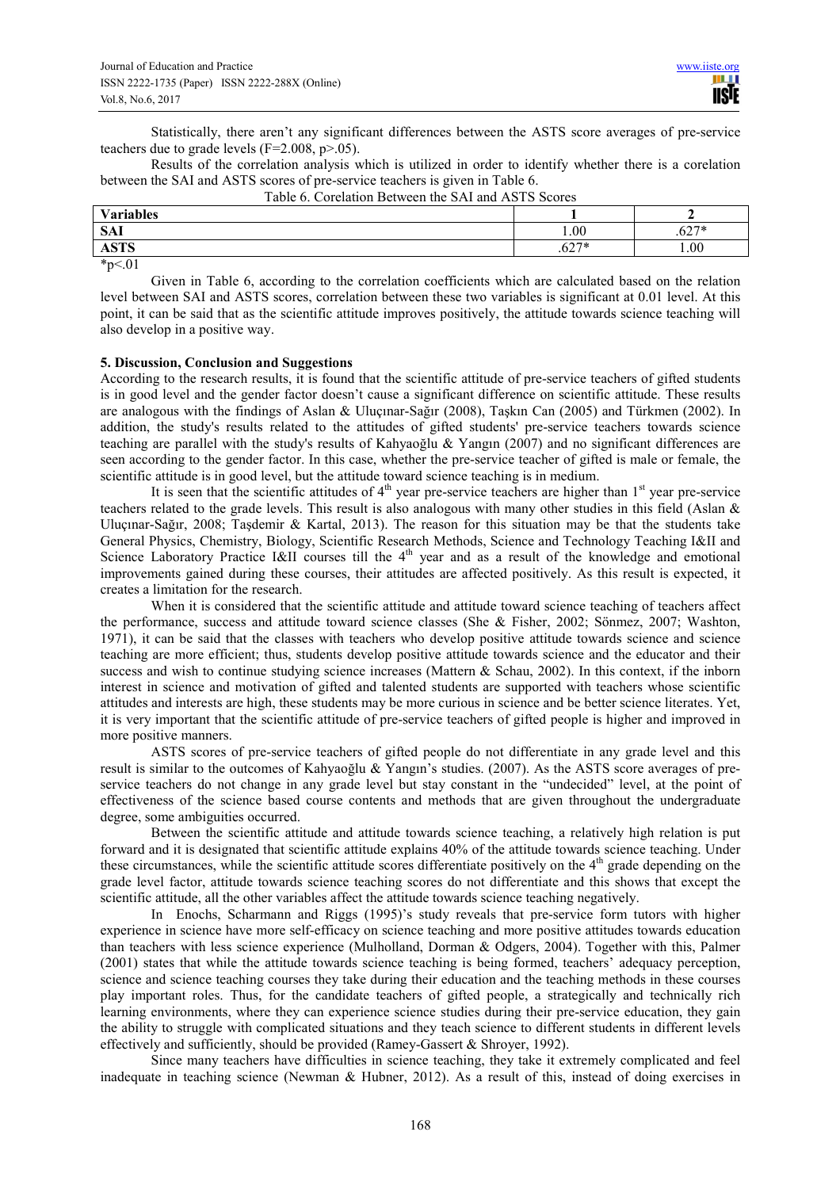Statistically, there aren't any significant differences between the ASTS score averages of pre-service teachers due to grade levels (F=2.008, p>.05).

Results of the correlation analysis which is utilized in order to identify whether there is a corelation between the SAI and ASTS scores of pre-service teachers is given in Table 6.

Table 6. Corelation Between the SAI and ASTS Scores

| Variables | 1 | 2 |
|---|---|---|
| SAI | 1.00 | .627* |
| ASTS | .627* | 1.00 |

*p<.01

Given in Table 6, according to the correlation coefficients which are calculated based on the relation level between SAI and ASTS scores, correlation between these two variables is significant at 0.01 level. At this point, it can be said that as the scientific attitude improves positively, the attitude towards science teaching will also develop in a positive way.

## 5. Discussion, Conclusion and Suggestions

According to the research results, it is found that the scientific attitude of pre-service teachers of gifted students is in good level and the gender factor doesn't cause a significant difference on scientific attitude. These results are analogous with the findings of Aslan & Uluçınar-Sağır (2008), Taşkın Can (2005) and Türkmen (2002). In addition, the study's results related to the attitudes of gifted students' pre-service teachers towards science teaching are parallel with the study's results of Kahyaoğlu & Yangın (2007) and no significant differences are seen according to the gender factor. In this case, whether the pre-service teacher of gifted is male or female, the scientific attitude is in good level, but the attitude toward science teaching is in medium.

It is seen that the scientific attitudes of 4th year pre-service teachers are higher than 1st year pre-service teachers related to the grade levels. This result is also analogous with many other studies in this field (Aslan & Uluçınar-Sağır, 2008; Taşdemir & Kartal, 2013). The reason for this situation may be that the students take General Physics, Chemistry, Biology, Scientific Research Methods, Science and Technology Teaching I&II and Science Laboratory Practice I&II courses till the 4th year and as a result of the knowledge and emotional improvements gained during these courses, their attitudes are affected positively. As this result is expected, it creates a limitation for the research.

When it is considered that the scientific attitude and attitude toward science teaching of teachers affect the performance, success and attitude toward science classes (She & Fisher, 2002; Sönmez, 2007; Washton, 1971), it can be said that the classes with teachers who develop positive attitude towards science and science teaching are more efficient; thus, students develop positive attitude towards science and the educator and their success and wish to continue studying science increases (Mattern & Schau, 2002). In this context, if the inborn interest in science and motivation of gifted and talented students are supported with teachers whose scientific attitudes and interests are high, these students may be more curious in science and be better science literates. Yet, it is very important that the scientific attitude of pre-service teachers of gifted people is higher and improved in more positive manners.

ASTS scores of pre-service teachers of gifted people do not differentiate in any grade level and this result is similar to the outcomes of Kahyaoğlu & Yangın's studies. (2007). As the ASTS score averages of pre-service teachers do not change in any grade level but stay constant in the "undecided" level, at the point of effectiveness of the science based course contents and methods that are given throughout the undergraduate degree, some ambiguities occurred.

Between the scientific attitude and attitude towards science teaching, a relatively high relation is put forward and it is designated that scientific attitude explains 40% of the attitude towards science teaching. Under these circumstances, while the scientific attitude scores differentiate positively on the 4th grade depending on the grade level factor, attitude towards science teaching scores do not differentiate and this shows that except the scientific attitude, all the other variables affect the attitude towards science teaching negatively.

In Enochs, Scharmann and Riggs (1995)'s study reveals that pre-service form tutors with higher experience in science have more self-efficacy on science teaching and more positive attitudes towards education than teachers with less science experience (Mulholland, Dorman & Odgers, 2004). Together with this, Palmer (2001) states that while the attitude towards science teaching is being formed, teachers' adequacy perception, science and science teaching courses they take during their education and the teaching methods in these courses play important roles. Thus, for the candidate teachers of gifted people, a strategically and technically rich learning environments, where they can experience science studies during their pre-service education, they gain the ability to struggle with complicated situations and they teach science to different students in different levels effectively and sufficiently, should be provided (Ramey-Gassert & Shroyer, 1992).

Since many teachers have difficulties in science teaching, they take it extremely complicated and feel inadequate in teaching science (Newman & Hubner, 2012). As a result of this, instead of doing exercises in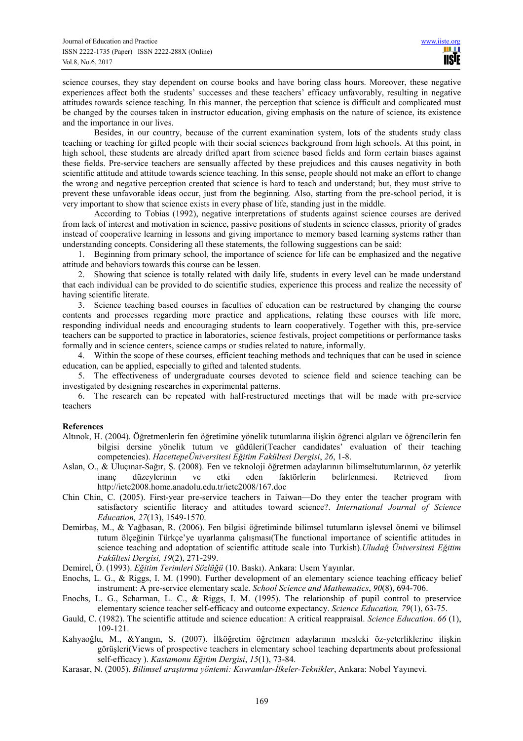science courses, they stay dependent on course books and have boring class hours. Moreover, these negative experiences affect both the students' successes and these teachers' efficacy unfavorably, resulting in negative attitudes towards science teaching. In this manner, the perception that science is difficult and complicated must be changed by the courses taken in instructor education, giving emphasis on the nature of science, its existence and the importance in our lives.

Besides, in our country, because of the current examination system, lots of the students study class teaching or teaching for gifted people with their social sciences background from high schools. At this point, in high school, these students are already drifted apart from science based fields and form certain biases against these fields. Pre-service teachers are sensually affected by these prejudices and this causes negativity in both scientific attitude and attitude towards science teaching. In this sense, people should not make an effort to change the wrong and negative perception created that science is hard to teach and understand; but, they must strive to prevent these unfavorable ideas occur, just from the beginning. Also, starting from the pre-school period, it is very important to show that science exists in every phase of life, standing just in the middle.

According to Tobias (1992), negative interpretations of students against science courses are derived from lack of interest and motivation in science, passive positions of students in science classes, priority of grades instead of cooperative learning in lessons and giving importance to memory based learning systems rather than understanding concepts. Considering all these statements, the following suggestions can be said:

1. Beginning from primary school, the importance of science for life can be emphasized and the negative attitude and behaviors towards this course can be lessen.
2. Showing that science is totally related with daily life, students in every level can be made understand that each individual can be provided to do scientific studies, experience this process and realize the necessity of having scientific literate.
3. Science teaching based courses in faculties of education can be restructured by changing the course contents and processes regarding more practice and applications, relating these courses with life more, responding individual needs and encouraging students to learn cooperatively. Together with this, pre-service teachers can be supported to practice in laboratories, science festivals, project competitions or performance tasks formally and in science centers, science camps or studies related to nature, informally.
4. Within the scope of these courses, efficient teaching methods and techniques that can be used in science education, can be applied, especially to gifted and talented students.
5. The effectiveness of undergraduate courses devoted to science field and science teaching can be investigated by designing researches in experimental patterns.
6. The research can be repeated with half-restructured meetings that will be made with pre-service teachers

**References**

Altınok, H. (2004). Öğretmenlerin fen öğretimine yönelik tutumlarına ilişkin öğrenci algıları ve öğrencilerin fen bilgisi dersine yönelik tutum ve güdüleri(Teacher candidates' evaluation of their teaching competencies). *HacettepeÜniversitesi Eğitim Fakültesi Dergisi*, *26*, 1-8.

Aslan, O., & Uluçınar-Sağır, Ş. (2008). Fen ve teknoloji öğretmen adaylarının bilimseltutumlarının, öz yeterlik inanç düzeylerinin ve etki eden faktörlerin belirlenmesi. Retrieved from http://ietc2008.home.anadolu.edu.tr/ietc2008/167.doc

Chin Chin, C. (2005). First-year pre-service teachers in Taiwan—Do they enter the teacher program with satisfactory scientific literacy and attitudes toward science?. *International Journal of Science Education, 27*(13), 1549-1570.

Demirbaş, M., & Yağbasan, R. (2006). Fen bilgisi öğretiminde bilimsel tutumların işlevsel önemi ve bilimsel tutum ölçeğinin Türkçe'ye uyarlanma çalışması(The functional importance of scientific attitudes in science teaching and adoptation of scientific attitude scale into Turkish).*Uludağ Üniversitesi Eğitim Fakültesi Dergisi, 19*(2), 271-299.

Demirel, Ö. (1993). *Eğitim Terimleri Sözlüğü* (10. Baskı). Ankara: Usem Yayınlar.

Enochs, L. G., & Riggs, I. M. (1990). Further development of an elementary science teaching efficacy belief instrument: A pre-service elementary scale. *School Science and Mathematics*, *90*(8), 694-706.

Enochs, L. G., Scharman, L. C., & Riggs, I. M. (1995). The relationship of pupil control to preservice elementary science teacher self-efficacy and outcome expectancy. *Science Education, 79*(1), 63-75.

Gauld, C. (1982). The scientific attitude and science education: A critical reappraisal. *Science Education*. *66* (1), 109-121.

Kahyaoğlu, M., &Yangın, S. (2007). İlköğretim öğretmen adaylarının mesleki öz-yeterliklerine ilişkin görüşleri(Views of prospective teachers in elementary school teaching departments about professional self-efficacy ). *Kastamonu Eğitim Dergisi*, *15*(1), 73-84.

Karasar, N. (2005). *Bilimsel araştırma yöntemi: Kavramlar-İlkeler-Teknikler*, Ankara: Nobel Yayınevi.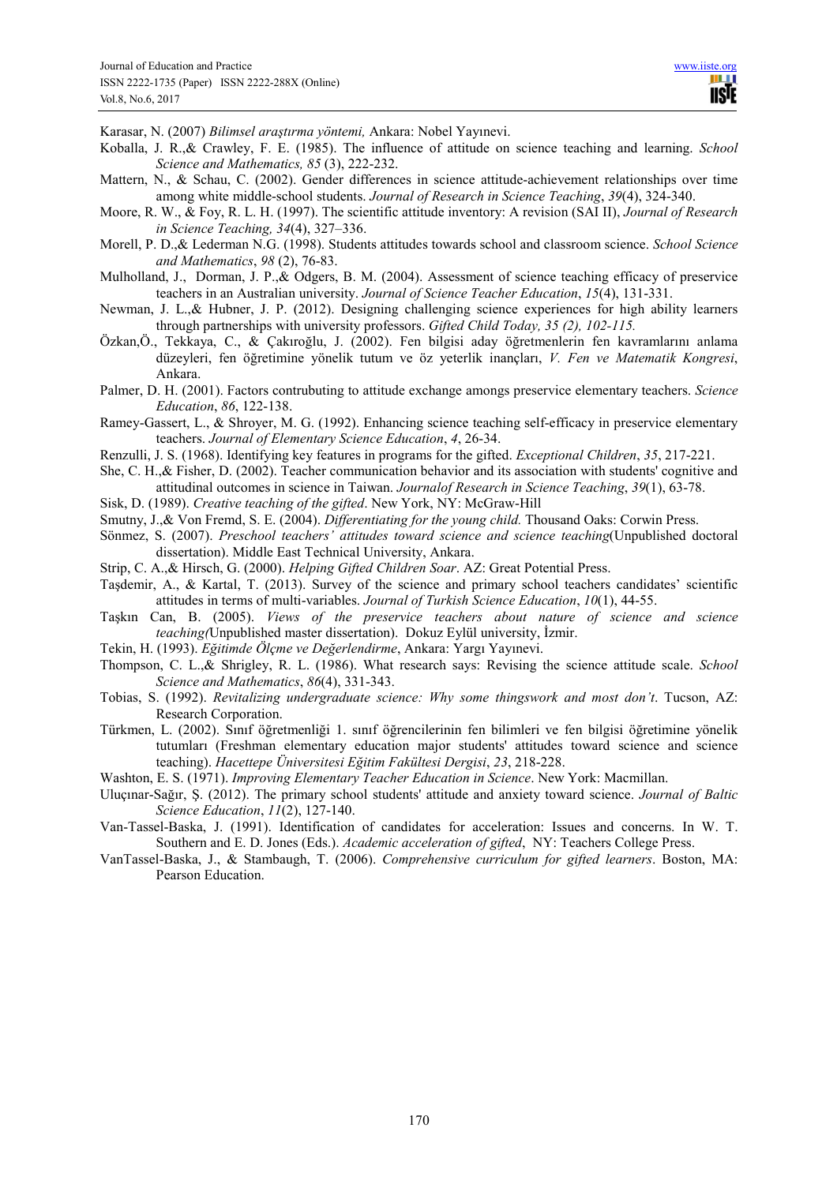Karasar, N. (2007) *Bilimsel araştırma yöntemi,* Ankara: Nobel Yayınevi.

Koballa, J. R.,& Crawley, F. E. (1985). The influence of attitude on science teaching and learning. *School Science and Mathematics, 85* (3), 222-232.

Mattern, N., & Schau, C. (2002). Gender differences in science attitude-achievement relationships over time among white middle-school students. *Journal of Research in Science Teaching*, *39*(4), 324-340.

Moore, R. W., & Foy, R. L. H. (1997). The scientific attitude inventory: A revision (SAI II), *Journal of Research in Science Teaching, 34*(4), 327–336.

Morell, P. D.,& Lederman N.G. (1998). Students attitudes towards school and classroom science. *School Science and Mathematics*, *98* (2), 76-83.

Mulholland, J., Dorman, J. P.,& Odgers, B. M. (2004). Assessment of science teaching efficacy of preservice teachers in an Australian university. *Journal of Science Teacher Education*, *15*(4), 131-331.

Newman, J. L.,& Hubner, J. P. (2012). Designing challenging science experiences for high ability learners through partnerships with university professors. *Gifted Child Today, 35 (2), 102-115.*

Özkan,Ö., Tekkaya, C., & Çakıroğlu, J. (2002). Fen bilgisi aday öğretmenlerin fen kavramlarını anlama düzeyleri, fen öğretimine yönelik tutum ve öz yeterlik inançları, *V. Fen ve Matematik Kongresi*, Ankara.

Palmer, D. H. (2001). Factors contrubuting to attitude exchange amongs preservice elementary teachers. *Science Education*, *86*, 122-138.

Ramey-Gassert, L., & Shroyer, M. G. (1992). Enhancing science teaching self-efficacy in preservice elementary teachers. *Journal of Elementary Science Education*, *4*, 26-34.

Renzulli, J. S. (1968). Identifying key features in programs for the gifted. *Exceptional Children*, *35*, 217-221.

She, C. H.,& Fisher, D. (2002). Teacher communication behavior and its association with students' cognitive and attitudinal outcomes in science in Taiwan. *Journalof Research in Science Teaching*, *39*(1), 63-78.

Sisk, D. (1989). *Creative teaching of the gifted*. New York, NY: McGraw-Hill

Smutny, J.,& Von Fremd, S. E. (2004). *Differentiating for the young child.* Thousand Oaks: Corwin Press.

Sönmez, S. (2007). *Preschool teachers' attitudes toward science and science teaching*(Unpublished doctoral dissertation). Middle East Technical University, Ankara.

Strip, C. A.,& Hirsch, G. (2000). *Helping Gifted Children Soar*. AZ: Great Potential Press.

Taşdemir, A., & Kartal, T. (2013). Survey of the science and primary school teachers candidates' scientific attitudes in terms of multi-variables. *Journal of Turkish Science Education*, *10*(1), 44-55.

Taşkın Can, B. (2005). *Views of the preservice teachers about nature of science and science teaching(*Unpublished master dissertation). Dokuz Eylül university, İzmir.

Tekin, H. (1993). *Eğitimde Ölçme ve Değerlendirme*, Ankara: Yargı Yayınevi.

Thompson, C. L.,& Shrigley, R. L. (1986). What research says: Revising the science attitude scale. *School Science and Mathematics*, *86*(4), 331-343.

Tobias, S. (1992). *Revitalizing undergraduate science: Why some thingswork and most don't*. Tucson, AZ: Research Corporation.

Türkmen, L. (2002). Sınıf öğretmenliği 1. sınıf öğrencilerinin fen bilimleri ve fen bilgisi öğretimine yönelik tutumları (Freshman elementary education major students' attitudes toward science and science teaching). *Hacettepe Üniversitesi Eğitim Fakültesi Dergisi*, *23*, 218-228.

Washton, E. S. (1971). *Improving Elementary Teacher Education in Science*. New York: Macmillan.

Uluçınar-Sağır, Ş. (2012). The primary school students' attitude and anxiety toward science. *Journal of Baltic Science Education*, *11*(2), 127-140.

Van-Tassel-Baska, J. (1991). Identification of candidates for acceleration: Issues and concerns. In W. T. Southern and E. D. Jones (Eds.). *Academic acceleration of gifted*, NY: Teachers College Press.

VanTassel-Baska, J., & Stambaugh, T. (2006). *Comprehensive curriculum for gifted learners*. Boston, MA: Pearson Education.